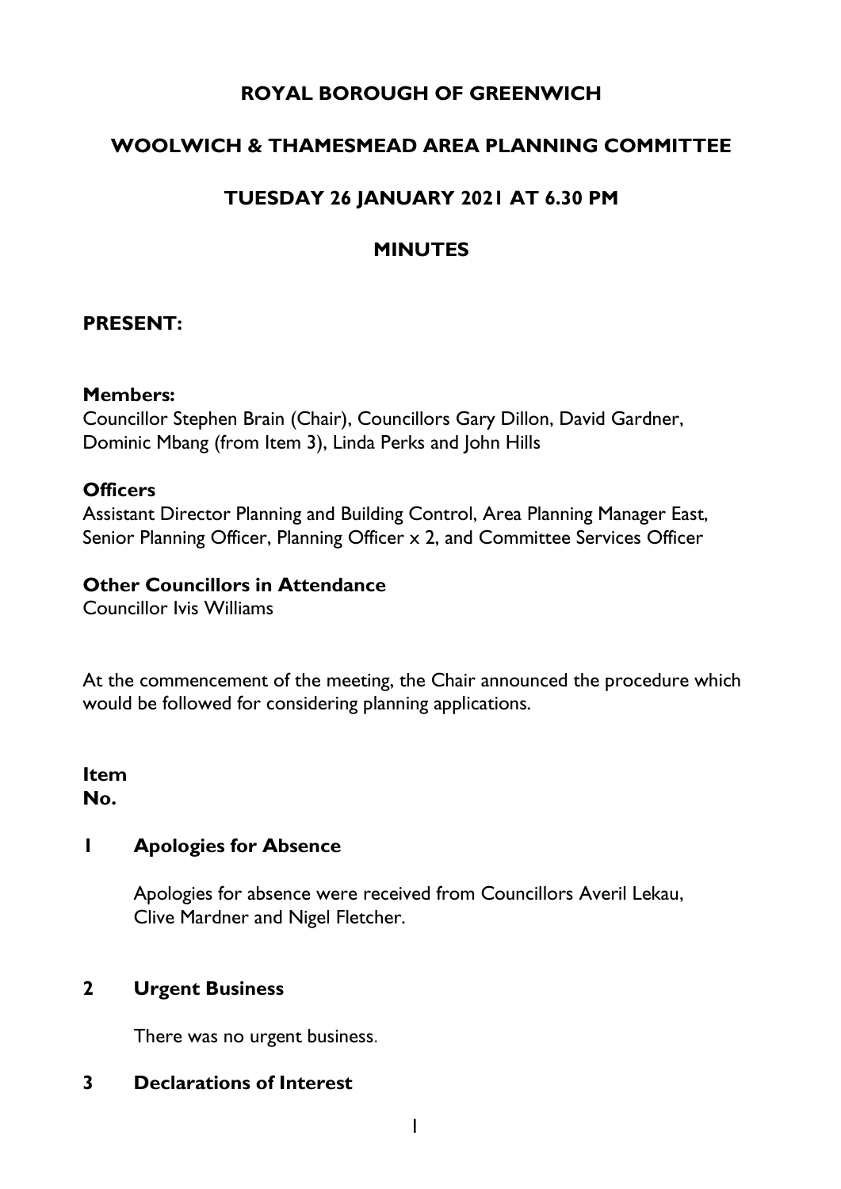# ROYAL BOROUGH OF GREENWICH

## WOOLWICH & THAMESMEAD AREA PLANNING COMMITTEE

## TUESDAY 26 JANUARY 2021 AT 6.30 PM

## MINUTES

### PRESENT:

**Members:**
Councillor Stephen Brain (Chair), Councillors Gary Dillon, David Gardner, Dominic Mbang (from Item 3), Linda Perks and John Hills

**Officers**
Assistant Director Planning and Building Control, Area Planning Manager East, Senior Planning Officer, Planning Officer x 2, and Committee Services Officer

**Other Councillors in Attendance**
Councillor Ivis Williams

At the commencement of the meeting, the Chair announced the procedure which would be followed for considering planning applications.

**Item No.**

### 1 Apologies for Absence

Apologies for absence were received from Councillors Averil Lekau, Clive Mardner and Nigel Fletcher.

### 2 Urgent Business

There was no urgent business.

### 3 Declarations of Interest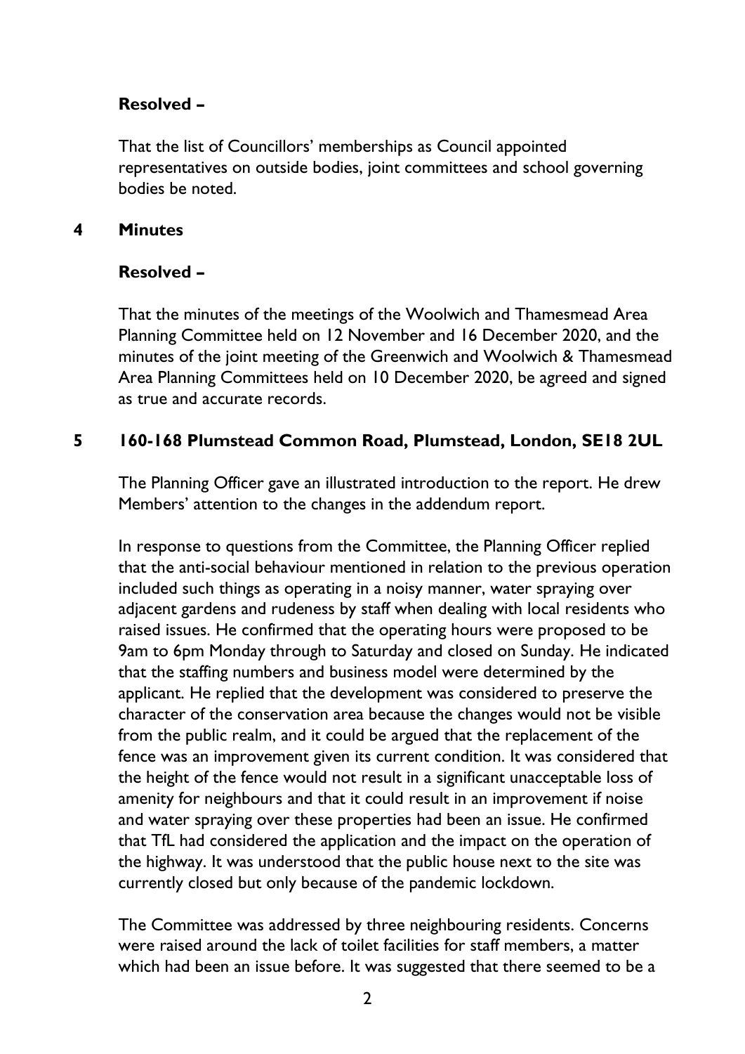**Resolved –**

That the list of Councillors' memberships as Council appointed representatives on outside bodies, joint committees and school governing bodies be noted.

## 4 Minutes

**Resolved –**

That the minutes of the meetings of the Woolwich and Thamesmead Area Planning Committee held on 12 November and 16 December 2020, and the minutes of the joint meeting of the Greenwich and Woolwich & Thamesmead Area Planning Committees held on 10 December 2020, be agreed and signed as true and accurate records.

## 5 160-168 Plumstead Common Road, Plumstead, London, SE18 2UL

The Planning Officer gave an illustrated introduction to the report. He drew Members' attention to the changes in the addendum report.

In response to questions from the Committee, the Planning Officer replied that the anti-social behaviour mentioned in relation to the previous operation included such things as operating in a noisy manner, water spraying over adjacent gardens and rudeness by staff when dealing with local residents who raised issues. He confirmed that the operating hours were proposed to be 9am to 6pm Monday through to Saturday and closed on Sunday. He indicated that the staffing numbers and business model were determined by the applicant. He replied that the development was considered to preserve the character of the conservation area because the changes would not be visible from the public realm, and it could be argued that the replacement of the fence was an improvement given its current condition. It was considered that the height of the fence would not result in a significant unacceptable loss of amenity for neighbours and that it could result in an improvement if noise and water spraying over these properties had been an issue. He confirmed that TfL had considered the application and the impact on the operation of the highway. It was understood that the public house next to the site was currently closed but only because of the pandemic lockdown.

The Committee was addressed by three neighbouring residents. Concerns were raised around the lack of toilet facilities for staff members, a matter which had been an issue before. It was suggested that there seemed to be a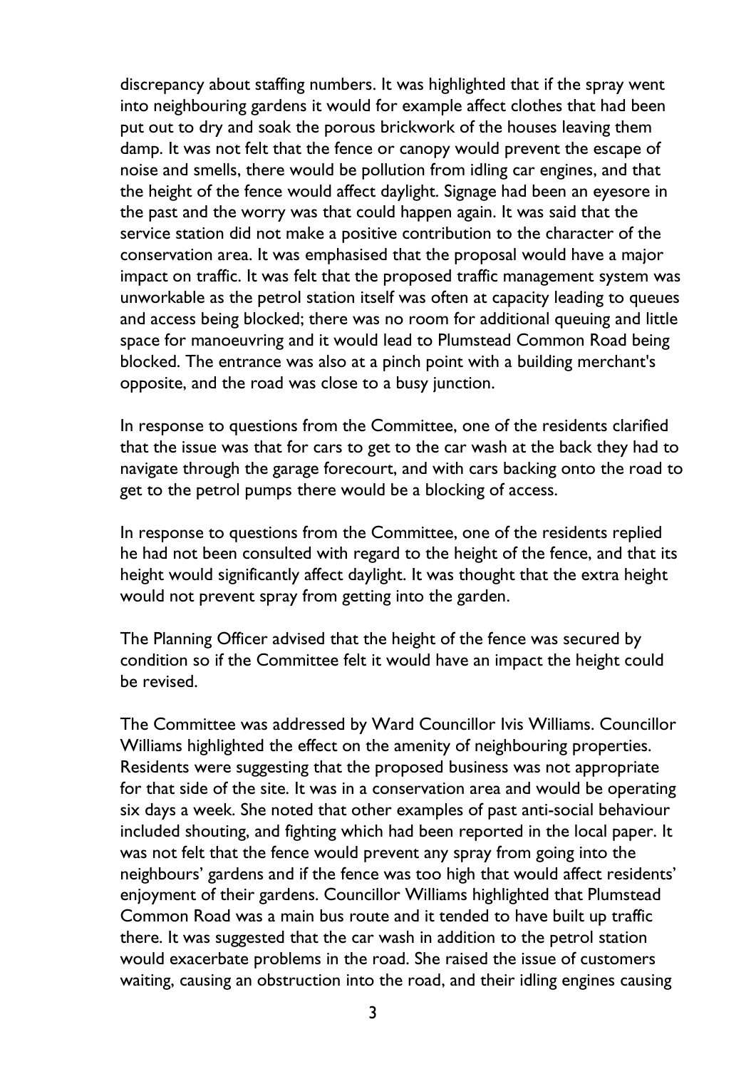discrepancy about staffing numbers. It was highlighted that if the spray went into neighbouring gardens it would for example affect clothes that had been put out to dry and soak the porous brickwork of the houses leaving them damp. It was not felt that the fence or canopy would prevent the escape of noise and smells, there would be pollution from idling car engines, and that the height of the fence would affect daylight. Signage had been an eyesore in the past and the worry was that could happen again. It was said that the service station did not make a positive contribution to the character of the conservation area. It was emphasised that the proposal would have a major impact on traffic. It was felt that the proposed traffic management system was unworkable as the petrol station itself was often at capacity leading to queues and access being blocked; there was no room for additional queuing and little space for manoeuvring and it would lead to Plumstead Common Road being blocked. The entrance was also at a pinch point with a building merchant's opposite, and the road was close to a busy junction.

In response to questions from the Committee, one of the residents clarified that the issue was that for cars to get to the car wash at the back they had to navigate through the garage forecourt, and with cars backing onto the road to get to the petrol pumps there would be a blocking of access.

In response to questions from the Committee, one of the residents replied he had not been consulted with regard to the height of the fence, and that its height would significantly affect daylight. It was thought that the extra height would not prevent spray from getting into the garden.

The Planning Officer advised that the height of the fence was secured by condition so if the Committee felt it would have an impact the height could be revised.

The Committee was addressed by Ward Councillor Ivis Williams. Councillor Williams highlighted the effect on the amenity of neighbouring properties. Residents were suggesting that the proposed business was not appropriate for that side of the site. It was in a conservation area and would be operating six days a week. She noted that other examples of past anti-social behaviour included shouting, and fighting which had been reported in the local paper. It was not felt that the fence would prevent any spray from going into the neighbours' gardens and if the fence was too high that would affect residents' enjoyment of their gardens. Councillor Williams highlighted that Plumstead Common Road was a main bus route and it tended to have built up traffic there. It was suggested that the car wash in addition to the petrol station would exacerbate problems in the road. She raised the issue of customers waiting, causing an obstruction into the road, and their idling engines causing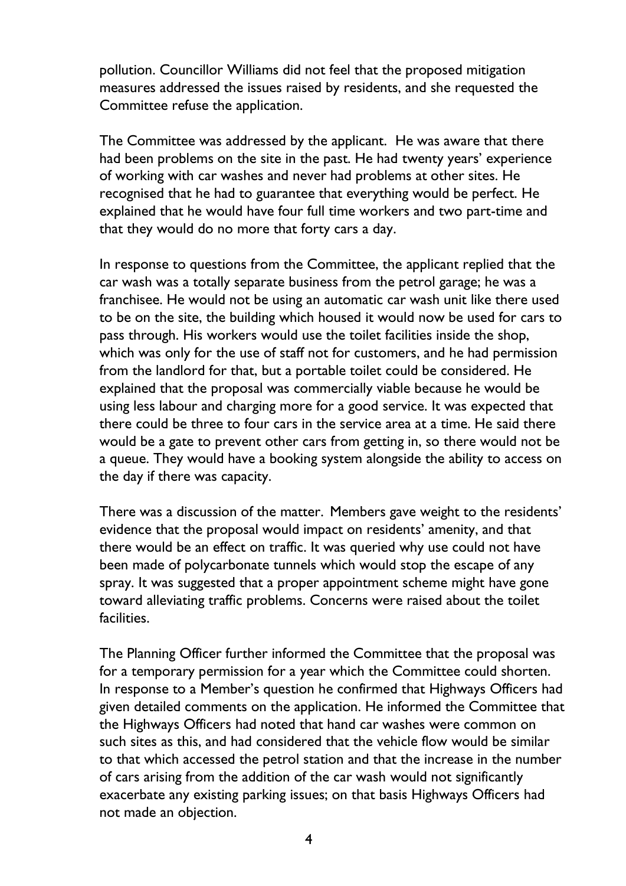pollution. Councillor Williams did not feel that the proposed mitigation measures addressed the issues raised by residents, and she requested the Committee refuse the application.

The Committee was addressed by the applicant. He was aware that there had been problems on the site in the past. He had twenty years' experience of working with car washes and never had problems at other sites. He recognised that he had to guarantee that everything would be perfect. He explained that he would have four full time workers and two part-time and that they would do no more that forty cars a day.

In response to questions from the Committee, the applicant replied that the car wash was a totally separate business from the petrol garage; he was a franchisee. He would not be using an automatic car wash unit like there used to be on the site, the building which housed it would now be used for cars to pass through. His workers would use the toilet facilities inside the shop, which was only for the use of staff not for customers, and he had permission from the landlord for that, but a portable toilet could be considered. He explained that the proposal was commercially viable because he would be using less labour and charging more for a good service. It was expected that there could be three to four cars in the service area at a time. He said there would be a gate to prevent other cars from getting in, so there would not be a queue. They would have a booking system alongside the ability to access on the day if there was capacity.

There was a discussion of the matter. Members gave weight to the residents' evidence that the proposal would impact on residents' amenity, and that there would be an effect on traffic. It was queried why use could not have been made of polycarbonate tunnels which would stop the escape of any spray. It was suggested that a proper appointment scheme might have gone toward alleviating traffic problems. Concerns were raised about the toilet facilities.

The Planning Officer further informed the Committee that the proposal was for a temporary permission for a year which the Committee could shorten. In response to a Member's question he confirmed that Highways Officers had given detailed comments on the application. He informed the Committee that the Highways Officers had noted that hand car washes were common on such sites as this, and had considered that the vehicle flow would be similar to that which accessed the petrol station and that the increase in the number of cars arising from the addition of the car wash would not significantly exacerbate any existing parking issues; on that basis Highways Officers had not made an objection.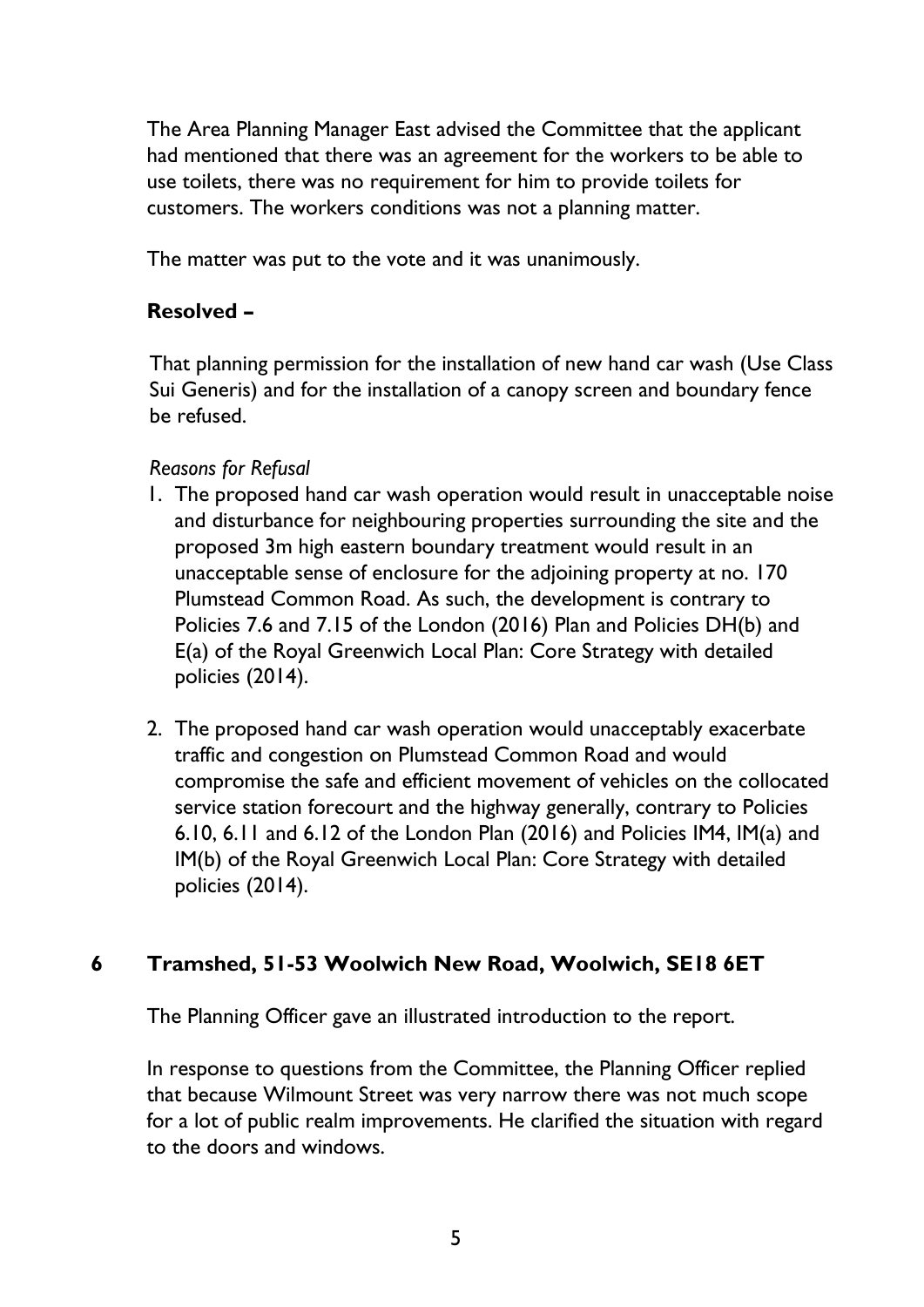The Area Planning Manager East advised the Committee that the applicant had mentioned that there was an agreement for the workers to be able to use toilets, there was no requirement for him to provide toilets for customers. The workers conditions was not a planning matter.

The matter was put to the vote and it was unanimously.

**Resolved –**

That planning permission for the installation of new hand car wash (Use Class Sui Generis) and for the installation of a canopy screen and boundary fence be refused.

*Reasons for Refusal*

1. The proposed hand car wash operation would result in unacceptable noise and disturbance for neighbouring properties surrounding the site and the proposed 3m high eastern boundary treatment would result in an unacceptable sense of enclosure for the adjoining property at no. 170 Plumstead Common Road. As such, the development is contrary to Policies 7.6 and 7.15 of the London (2016) Plan and Policies DH(b) and E(a) of the Royal Greenwich Local Plan: Core Strategy with detailed policies (2014).

2. The proposed hand car wash operation would unacceptably exacerbate traffic and congestion on Plumstead Common Road and would compromise the safe and efficient movement of vehicles on the collocated service station forecourt and the highway generally, contrary to Policies 6.10, 6.11 and 6.12 of the London Plan (2016) and Policies IM4, IM(a) and IM(b) of the Royal Greenwich Local Plan: Core Strategy with detailed policies (2014).

## 6 Tramshed, 51-53 Woolwich New Road, Woolwich, SE18 6ET

The Planning Officer gave an illustrated introduction to the report.

In response to questions from the Committee, the Planning Officer replied that because Wilmount Street was very narrow there was not much scope for a lot of public realm improvements. He clarified the situation with regard to the doors and windows.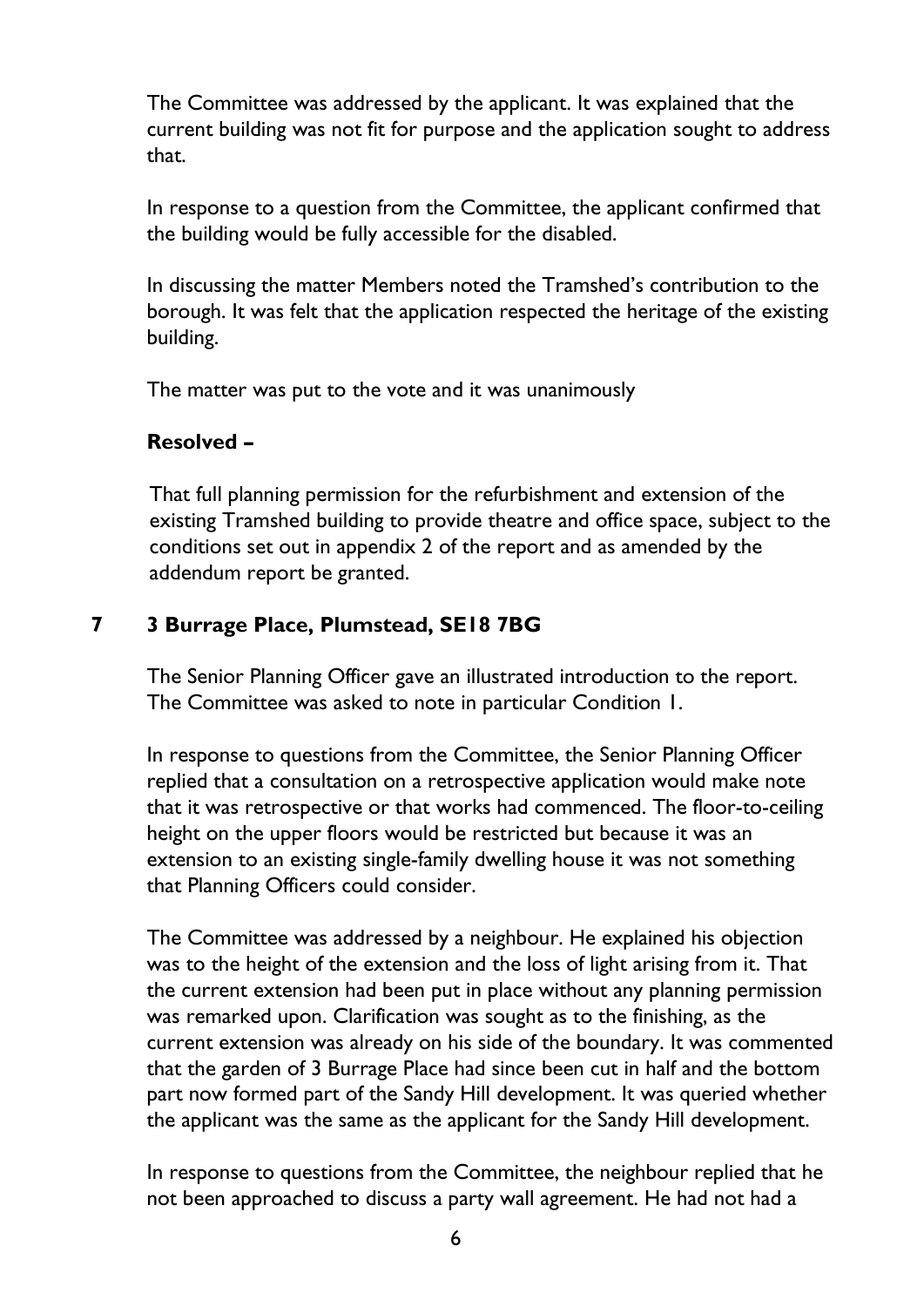The Committee was addressed by the applicant. It was explained that the current building was not fit for purpose and the application sought to address that.

In response to a question from the Committee, the applicant confirmed that the building would be fully accessible for the disabled.

In discussing the matter Members noted the Tramshed's contribution to the borough. It was felt that the application respected the heritage of the existing building.

The matter was put to the vote and it was unanimously

**Resolved –**

That full planning permission for the refurbishment and extension of the existing Tramshed building to provide theatre and office space, subject to the conditions set out in appendix 2 of the report and as amended by the addendum report be granted.

## 7 3 Burrage Place, Plumstead, SE18 7BG

The Senior Planning Officer gave an illustrated introduction to the report. The Committee was asked to note in particular Condition 1.

In response to questions from the Committee, the Senior Planning Officer replied that a consultation on a retrospective application would make note that it was retrospective or that works had commenced. The floor-to-ceiling height on the upper floors would be restricted but because it was an extension to an existing single-family dwelling house it was not something that Planning Officers could consider.

The Committee was addressed by a neighbour. He explained his objection was to the height of the extension and the loss of light arising from it. That the current extension had been put in place without any planning permission was remarked upon. Clarification was sought as to the finishing, as the current extension was already on his side of the boundary. It was commented that the garden of 3 Burrage Place had since been cut in half and the bottom part now formed part of the Sandy Hill development. It was queried whether the applicant was the same as the applicant for the Sandy Hill development.

In response to questions from the Committee, the neighbour replied that he not been approached to discuss a party wall agreement. He had not had a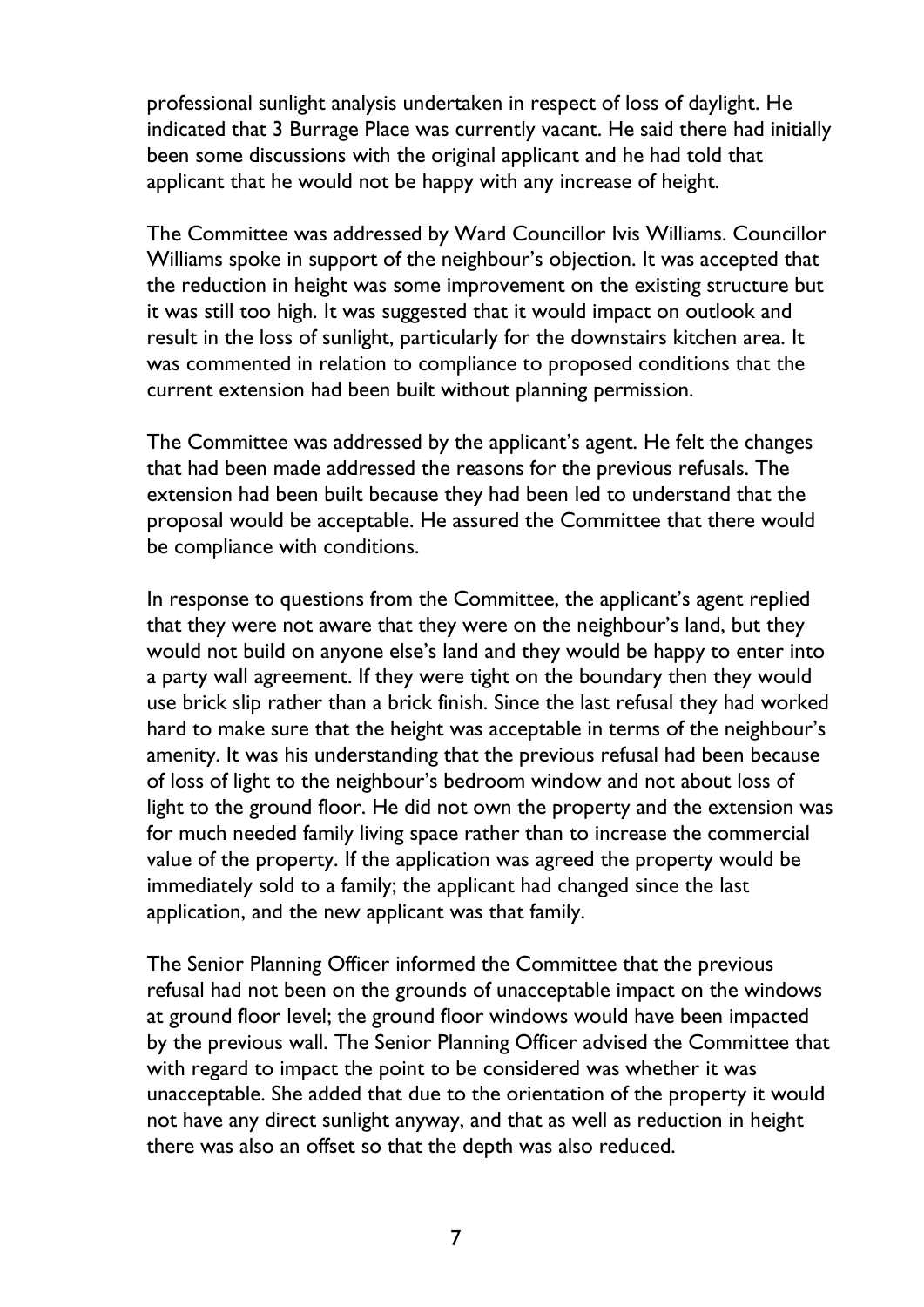professional sunlight analysis undertaken in respect of loss of daylight. He indicated that 3 Burrage Place was currently vacant. He said there had initially been some discussions with the original applicant and he had told that applicant that he would not be happy with any increase of height.

The Committee was addressed by Ward Councillor Ivis Williams. Councillor Williams spoke in support of the neighbour's objection. It was accepted that the reduction in height was some improvement on the existing structure but it was still too high. It was suggested that it would impact on outlook and result in the loss of sunlight, particularly for the downstairs kitchen area. It was commented in relation to compliance to proposed conditions that the current extension had been built without planning permission.

The Committee was addressed by the applicant's agent. He felt the changes that had been made addressed the reasons for the previous refusals. The extension had been built because they had been led to understand that the proposal would be acceptable. He assured the Committee that there would be compliance with conditions.

In response to questions from the Committee, the applicant's agent replied that they were not aware that they were on the neighbour's land, but they would not build on anyone else's land and they would be happy to enter into a party wall agreement. If they were tight on the boundary then they would use brick slip rather than a brick finish. Since the last refusal they had worked hard to make sure that the height was acceptable in terms of the neighbour's amenity. It was his understanding that the previous refusal had been because of loss of light to the neighbour's bedroom window and not about loss of light to the ground floor. He did not own the property and the extension was for much needed family living space rather than to increase the commercial value of the property. If the application was agreed the property would be immediately sold to a family; the applicant had changed since the last application, and the new applicant was that family.

The Senior Planning Officer informed the Committee that the previous refusal had not been on the grounds of unacceptable impact on the windows at ground floor level; the ground floor windows would have been impacted by the previous wall. The Senior Planning Officer advised the Committee that with regard to impact the point to be considered was whether it was unacceptable. She added that due to the orientation of the property it would not have any direct sunlight anyway, and that as well as reduction in height there was also an offset so that the depth was also reduced.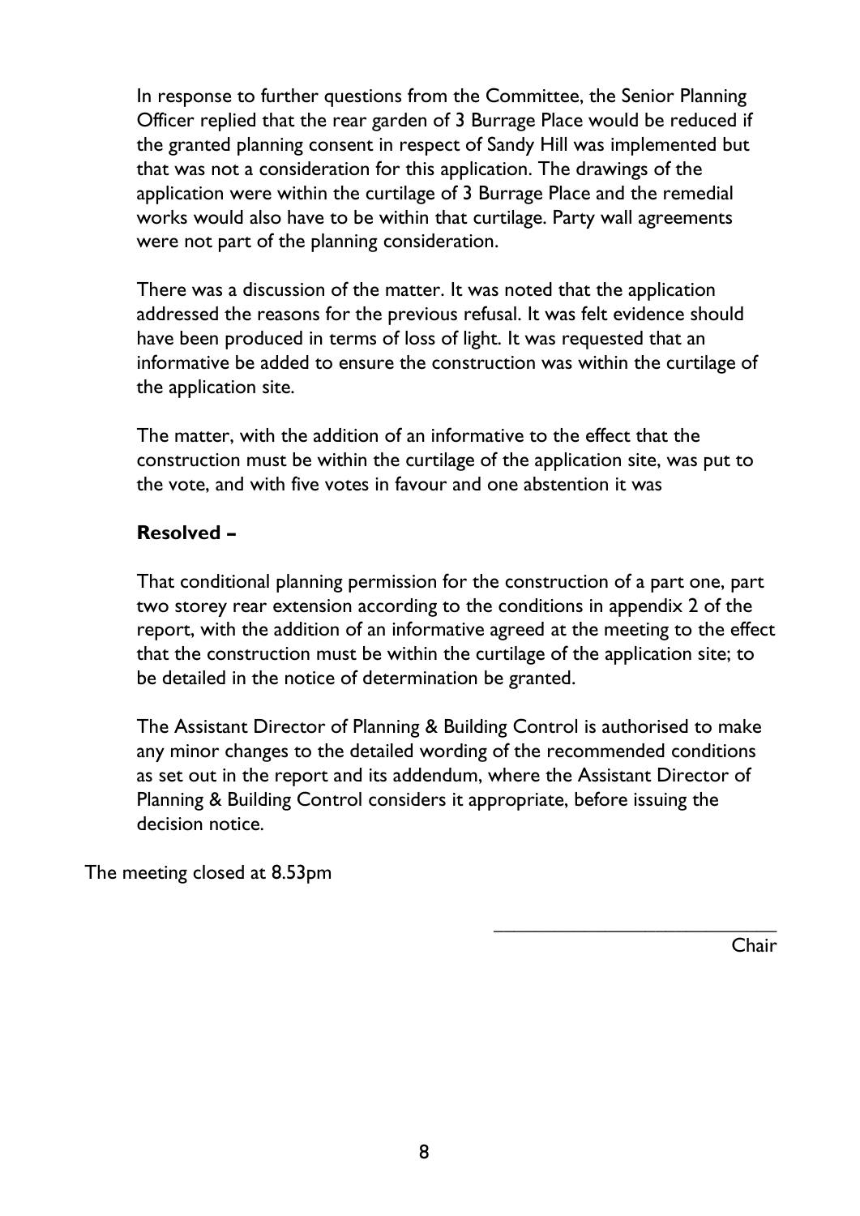In response to further questions from the Committee, the Senior Planning Officer replied that the rear garden of 3 Burrage Place would be reduced if the granted planning consent in respect of Sandy Hill was implemented but that was not a consideration for this application. The drawings of the application were within the curtilage of 3 Burrage Place and the remedial works would also have to be within that curtilage. Party wall agreements were not part of the planning consideration.

There was a discussion of the matter. It was noted that the application addressed the reasons for the previous refusal. It was felt evidence should have been produced in terms of loss of light. It was requested that an informative be added to ensure the construction was within the curtilage of the application site.

The matter, with the addition of an informative to the effect that the construction must be within the curtilage of the application site, was put to the vote, and with five votes in favour and one abstention it was

**Resolved –**

That conditional planning permission for the construction of a part one, part two storey rear extension according to the conditions in appendix 2 of the report, with the addition of an informative agreed at the meeting to the effect that the construction must be within the curtilage of the application site; to be detailed in the notice of determination be granted.

The Assistant Director of Planning & Building Control is authorised to make any minor changes to the detailed wording of the recommended conditions as set out in the report and its addendum, where the Assistant Director of Planning & Building Control considers it appropriate, before issuing the decision notice.

The meeting closed at 8.53pm

\_\_\_\_\_\_\_\_\_\_\_\_\_\_\_\_\_\_\_\_\_\_\_\_\_\_\_

Chair